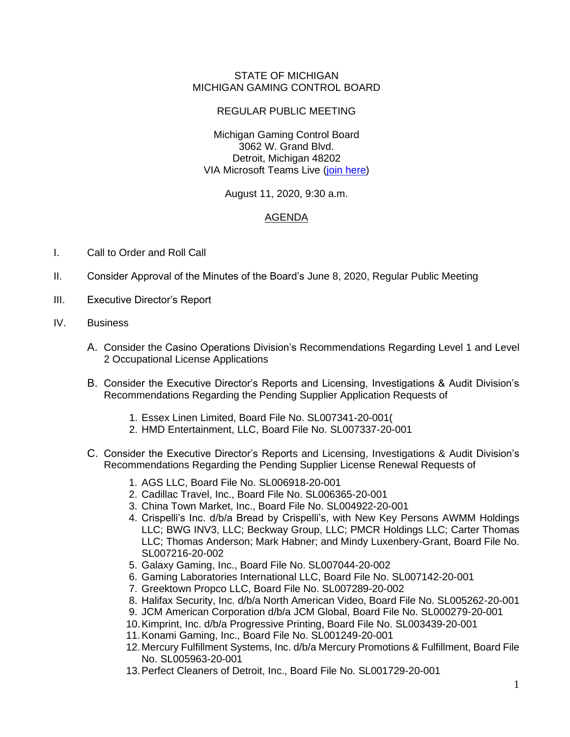STATE OF MICHIGAN
MICHIGAN GAMING CONTROL BOARD

REGULAR PUBLIC MEETING

Michigan Gaming Control Board
3062 W. Grand Blvd.
Detroit, Michigan 48202
VIA Microsoft Teams Live (join here)

August 11, 2020, 9:30 a.m.

AGENDA

I. Call to Order and Roll Call

II. Consider Approval of the Minutes of the Board's June 8, 2020, Regular Public Meeting

III. Executive Director's Report

IV. Business

   A. Consider the Casino Operations Division's Recommendations Regarding Level 1 and Level 2 Occupational License Applications

   B. Consider the Executive Director's Reports and Licensing, Investigations & Audit Division's Recommendations Regarding the Pending Supplier Application Requests of

      1. Essex Linen Limited, Board File No. SL007341-20-001(
      2. HMD Entertainment, LLC, Board File No. SL007337-20-001

   C. Consider the Executive Director's Reports and Licensing, Investigations & Audit Division's Recommendations Regarding the Pending Supplier License Renewal Requests of

      1. AGS LLC, Board File No. SL006918-20-001
      2. Cadillac Travel, Inc., Board File No. SL006365-20-001
      3. China Town Market, Inc., Board File No. SL004922-20-001
      4. Crispelli's Inc. d/b/a Bread by Crispelli's, with New Key Persons AWMM Holdings LLC; BWG INV3, LLC; Beckway Group, LLC; PMCR Holdings LLC; Carter Thomas LLC; Thomas Anderson; Mark Habner; and Mindy Luxenbery-Grant, Board File No. SL007216-20-002
      5. Galaxy Gaming, Inc., Board File No. SL007044-20-002
      6. Gaming Laboratories International LLC, Board File No. SL007142-20-001
      7. Greektown Propco LLC, Board File No. SL007289-20-002
      8. Halifax Security, Inc. d/b/a North American Video, Board File No. SL005262-20-001
      9. JCM American Corporation d/b/a JCM Global, Board File No. SL000279-20-001
      10. Kimprint, Inc. d/b/a Progressive Printing, Board File No. SL003439-20-001
      11. Konami Gaming, Inc., Board File No. SL001249-20-001
      12. Mercury Fulfillment Systems, Inc. d/b/a Mercury Promotions & Fulfillment, Board File No. SL005963-20-001
      13. Perfect Cleaners of Detroit, Inc., Board File No. SL001729-20-001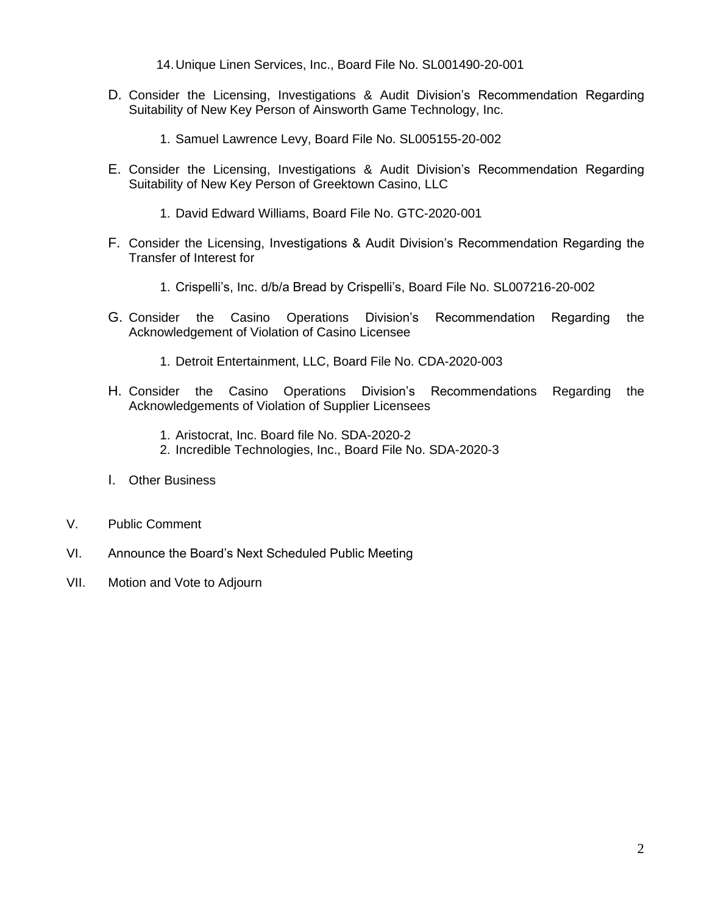14. Unique Linen Services, Inc., Board File No. SL001490-20-001

D. Consider the Licensing, Investigations & Audit Division's Recommendation Regarding Suitability of New Key Person of Ainsworth Game Technology, Inc.

   1. Samuel Lawrence Levy, Board File No. SL005155-20-002

E. Consider the Licensing, Investigations & Audit Division's Recommendation Regarding Suitability of New Key Person of Greektown Casino, LLC

   1. David Edward Williams, Board File No. GTC-2020-001

F. Consider the Licensing, Investigations & Audit Division's Recommendation Regarding the Transfer of Interest for

   1. Crispelli's, Inc. d/b/a Bread by Crispelli's, Board File No. SL007216-20-002

G. Consider the Casino Operations Division's Recommendation Regarding the Acknowledgement of Violation of Casino Licensee

   1. Detroit Entertainment, LLC, Board File No. CDA-2020-003

H. Consider the Casino Operations Division's Recommendations Regarding the Acknowledgements of Violation of Supplier Licensees

   1. Aristocrat, Inc. Board file No. SDA-2020-2
   2. Incredible Technologies, Inc., Board File No. SDA-2020-3

I. Other Business

V. Public Comment

VI. Announce the Board's Next Scheduled Public Meeting

VII. Motion and Vote to Adjourn